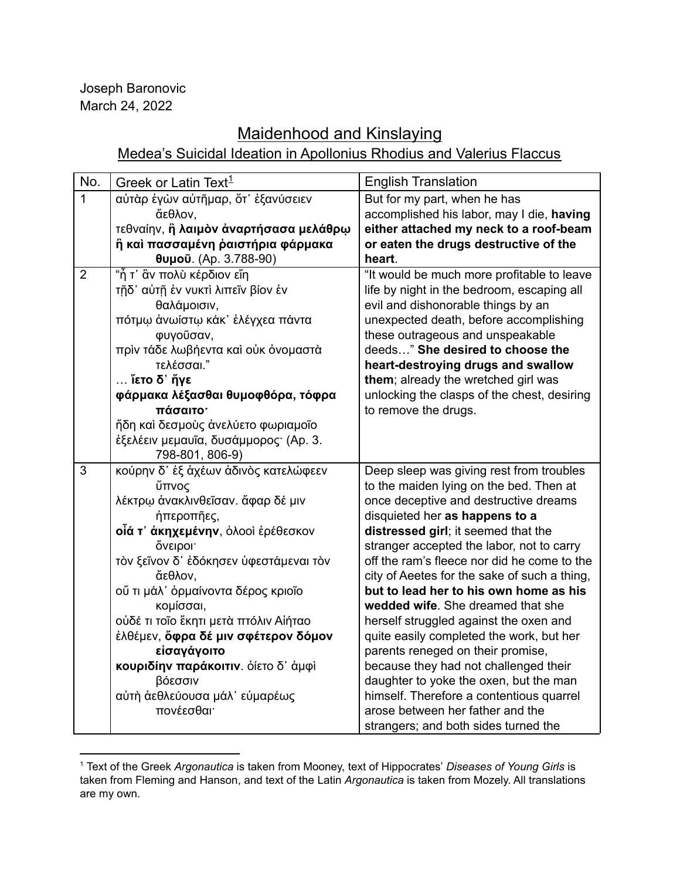Joseph Baronovic
March 24, 2022

# Maidenhood and Kinslaying

## Medea's Suicidal Ideation in Apollonius Rhodius and Valerius Flaccus

| No. | Greek or Latin Text[1] | English Translation |
| --- | --- | --- |
| 1 | αὐτὰρ ἐγὼν αὐτῆμαρ, ὅτ᾽ ἐξανύσειεν ἄεθλον,<br>τεθναίην, **ἢ λαιμὸν ἀναρτήσασα μελάθρῳ ἢ καὶ πασσαμένη ῥαιστήρια φάρμακα θυμοῦ**. (Ap. 3.788-90) | But for my part, when he has accomplished his labor, may I die, **having either attached my neck to a roof-beam or eaten the drugs destructive of the heart**. |
| 2 | "ἦ τ᾽ ἂν πολὺ κέρδιον εἴη<br>τῇδ᾽ αὐτῇ ἐν νυκτὶ λιπεῖν βίον ἐν θαλάμοισιν,<br>πότμῳ ἀνωίστῳ κάκ᾽ ἐλέγχεα πάντα φυγοῦσαν,<br>πρὶν τάδε λωβήεντα καὶ οὐκ ὀνομαστὰ τελέσσαι."<br>… **ἵετο δ᾽ ἥγε**<br>**φάρμακα λέξασθαι θυμοφθόρα, τόφρα πάσαιτο·**<br>ἤδη καὶ δεσμοὺς ἀνελύετο φωριαμοῖο<br>ἐξελέειν μεμαυῖα, δυσάμμορος· (Ap. 3. 798-801, 806-9) | "It would be much more profitable to leave life by night in the bedroom, escaping all evil and dishonorable things by an unexpected death, before accomplishing these outrageous and unspeakable deeds…" **She desired to choose the heart-destroying drugs and swallow them**; already the wretched girl was unlocking the clasps of the chest, desiring to remove the drugs. |
| 3 | κούρην δ᾽ ἐξ ἀχέων ἀδινὸς κατελώφεεν ὕπνος<br>λέκτρῳ ἀνακλινθεῖσαν. ἄφαρ δέ μιν ἠπεροπῆες,<br>**οἷά τ᾽ ἀκηχεμένην**, ὀλοοὶ ἐρέθεσκον ὄνειροι·<br>τὸν ξεῖνον δ᾽ ἐδόκησεν ὑφεστάμεναι τὸν ἄεθλον,<br>οὔ τι μάλ᾽ ὁρμαίνοντα δέρος κριοῖο κομίσσαι,<br>οὐδέ τι τοῖο ἕκητι μετὰ πτόλιν Αἰήταο<br>ἐλθέμεν, **ὄφρα δέ μιν σφέτερον δόμον εἰσαγάγοιτο**<br>**κουριδίην παράκοιτιν**. ὀίετο δ᾽ ἀμφὶ βόεσσιν<br>αὐτὴ ἀεθλεύουσα μάλ᾽ εὐμαρέως πονέεσθαι· | Deep sleep was giving rest from troubles to the maiden lying on the bed. Then at once deceptive and destructive dreams disquieted her **as happens to a distressed girl**; it seemed that the stranger accepted the labor, not to carry off the ram's fleece nor did he come to the city of Aeetes for the sake of such a thing, **but to lead her to his own home as his wedded wife**. She dreamed that she herself struggled against the oxen and quite easily completed the work, but her parents reneged on their promise, because they had not challenged their daughter to yoke the oxen, but the man himself. Therefore a contentious quarrel arose between her father and the strangers; and both sides turned the |

[1] Text of the Greek *Argonautica* is taken from Mooney, text of Hippocrates' *Diseases of Young Girls* is taken from Fleming and Hanson, and text of the Latin *Argonautica* is taken from Mozely. All translations are my own.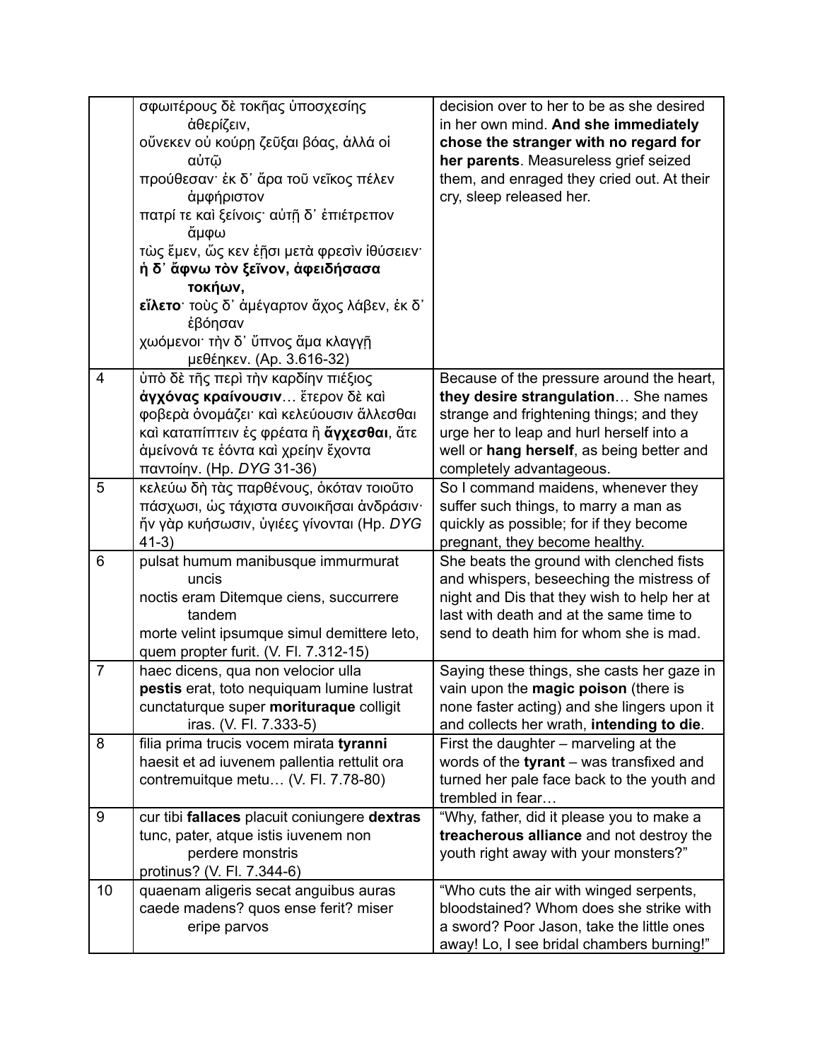| | | |
|---|---|---|
| | σφωιτέρους δὲ τοκῆας ὑποσχεσίης ἀθερίζειν, οὕνεκεν οὐ κούρῃ ζεῦξαι βόας, ἀλλά οἱ αὐτῷ προύθεσαν· ἐκ δ' ἄρα τοῦ νεῖκος πέλεν ἀμφήριστον πατρί τε καὶ ξείνοις· αὐτῇ δ' ἐπιέτρεπον ἄμφω τὼς ἔμεν, ὥς κεν ἑῇσι μετὰ φρεσὶν ἰθύσειεν· **ἡ δ' ἄφνω τὸν ξεῖνον, ἀφειδήσασα τοκήων,** **εἵλετο**· τοὺς δ' ἀμέγαρτον ἄχος λάβεν, ἐκ δ' ἐβόησαν χωόμενοι· τὴν δ' ὕπνος ἅμα κλαγγῇ μεθέηκεν. (Ap. 3.616-32) | decision over to her to be as she desired in her own mind. **And she immediately chose the stranger with no regard for her parents**. Measureless grief seized them, and enraged they cried out. At their cry, sleep released her. |
| 4 | ὑπὸ δὲ τῆς περὶ τὴν καρδίην πιέξιος **ἀγχόνας κραίνουσιν**… ἕτερον δὲ καὶ φοβερὰ ὀνομάζει· καὶ κελεύουσιν ἅλλεσθαι καὶ καταπίπτειν ἐς φρέατα ἢ **ἄγχεσθαι**, ἅτε ἀμείνονά τε ἐόντα καὶ χρείην ἔχοντα παντοίην. (Hp. *DYG* 31-36) | Because of the pressure around the heart, **they desire strangulation**… She names strange and frightening things; and they urge her to leap and hurl herself into a well or **hang herself**, as being better and completely advantageous. |
| 5 | κελεύω δὴ τὰς παρθένους, ὁκόταν τοιοῦτο πάσχωσι, ὡς τάχιστα συνοικῆσαι ἀνδράσιν· ἢν γὰρ κυήσωσιν, ὑγιέες γίνονται (Hp. *DYG* 41-3) | So I command maidens, whenever they suffer such things, to marry a man as quickly as possible; for if they become pregnant, they become healthy. |
| 6 | pulsat humum manibusque immurmurat uncis noctis eram Ditemque ciens, succurrere tandem morte velint ipsumque simul demittere leto, quem propter furit. (V. Fl. 7.312-15) | She beats the ground with clenched fists and whispers, beseeching the mistress of night and Dis that they wish to help her at last with death and at the same time to send to death him for whom she is mad. |
| 7 | haec dicens, qua non velocior ulla **pestis** erat, toto nequiquam lumine lustrat cunctaturque super **morituraque** colligit iras. (V. Fl. 7.333-5) | Saying these things, she casts her gaze in vain upon the **magic poison** (there is none faster acting) and she lingers upon it and collects her wrath, **intending to die**. |
| 8 | filia prima trucis vocem mirata **tyranni** haesit et ad iuvenem pallentia rettulit ora contremuitque metu… (V. Fl. 7.78-80) | First the daughter – marveling at the words of the **tyrant** – was transfixed and turned her pale face back to the youth and trembled in fear… |
| 9 | cur tibi **fallaces** placuit coniungere **dextras** tunc, pater, atque istis iuvenem non perdere monstris protinus? (V. Fl. 7.344-6) | "Why, father, did it please you to make a **treacherous alliance** and not destroy the youth right away with your monsters?" |
| 10 | quaenam aligeris secat anguibus auras caede madens? quos ense ferit? miser eripe parvos | "Who cuts the air with winged serpents, bloodstained? Whom does she strike with a sword? Poor Jason, take the little ones away! Lo, I see bridal chambers burning!" |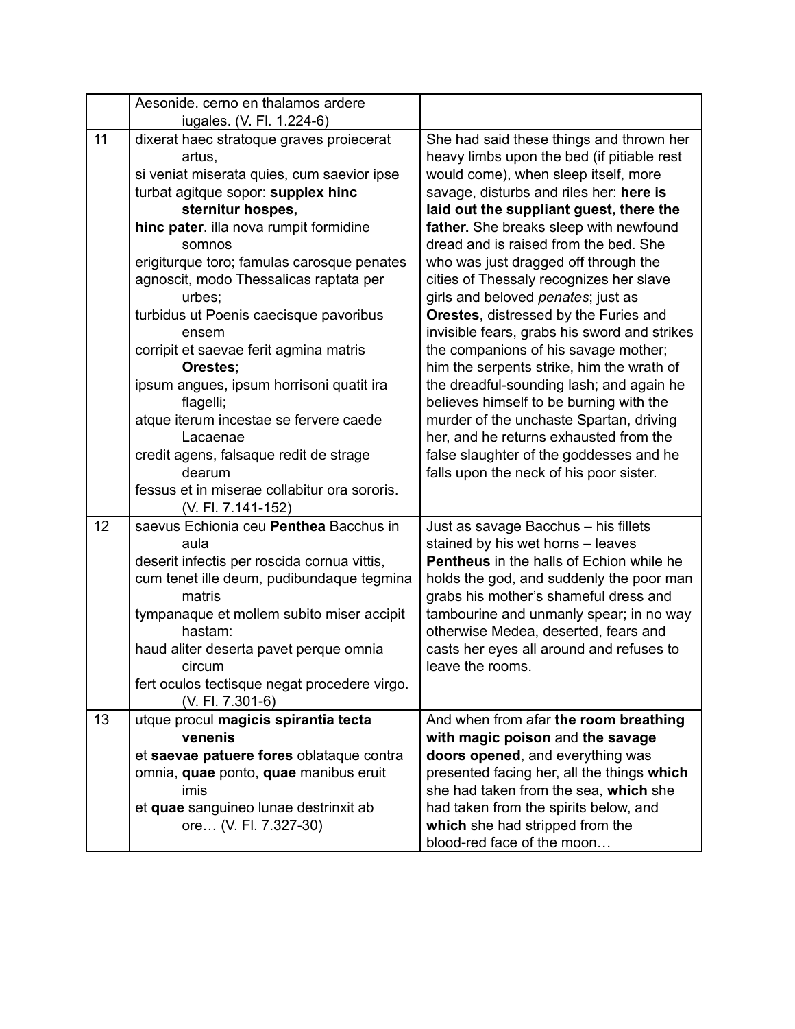| | | |
|---|---|---|
| | Aesonide. cerno en thalamos ardere iugales. (V. Fl. 1.224-6) | |
| 11 | dixerat haec stratoque graves proiecerat artus,<br>si veniat miserata quies, cum saevior ipse<br>turbat agitque sopor: **supplex hinc sternitur hospes,**<br>**hinc pater**. illa nova rumpit formidine somnos<br>erigiturque toro; famulas carosque penates<br>agnoscit, modo Thessalicas raptata per urbes;<br>turbidus ut Poenis caecisque pavoribus ensem<br>corripit et saevae ferit agmina matris **Orestes**;<br>ipsum angues, ipsum horrisoni quatit ira flagelli;<br>atque iterum incestae se fervere caede Lacaenae<br>credit agens, falsaque redit de strage dearum<br>fessus et in miserae collabitur ora sororis. (V. Fl. 7.141-152) | She had said these things and thrown her heavy limbs upon the bed (if pitiable rest would come), when sleep itself, more savage, disturbs and riles her: **here is laid out the suppliant guest, there the father.** She breaks sleep with newfound dread and is raised from the bed. She who was just dragged off through the cities of Thessaly recognizes her slave girls and beloved *penates*; just as **Orestes**, distressed by the Furies and invisible fears, grabs his sword and strikes the companions of his savage mother; him the serpents strike, him the wrath of the dreadful-sounding lash; and again he believes himself to be burning with the murder of the unchaste Spartan, driving her, and he returns exhausted from the false slaughter of the goddesses and he falls upon the neck of his poor sister. |
| 12 | saevus Echionia ceu **Penthea** Bacchus in aula<br>deserit infectis per roscida cornua vittis,<br>cum tenet ille deum, pudibundaque tegmina matris<br>tympanaque et mollem subito miser accipit hastam:<br>haud aliter deserta pavet perque omnia circum<br>fert oculos tectisque negat procedere virgo. (V. Fl. 7.301-6) | Just as savage Bacchus – his fillets stained by his wet horns – leaves **Pentheus** in the halls of Echion while he holds the god, and suddenly the poor man grabs his mother's shameful dress and tambourine and unmanly spear; in no way otherwise Medea, deserted, fears and casts her eyes all around and refuses to leave the rooms. |
| 13 | utque procul **magicis spirantia tecta venenis**<br>et **saevae patuere fores** oblataque contra<br>omnia, **quae** ponto, **quae** manibus eruit imis<br>et **quae** sanguineo lunae destrinxit ab ore… (V. Fl. 7.327-30) | And when from afar **the room breathing with magic poison** and **the savage doors opened**, and everything was presented facing her, all the things **which** she had taken from the sea, **which** she had taken from the spirits below, and **which** she had stripped from the blood-red face of the moon… |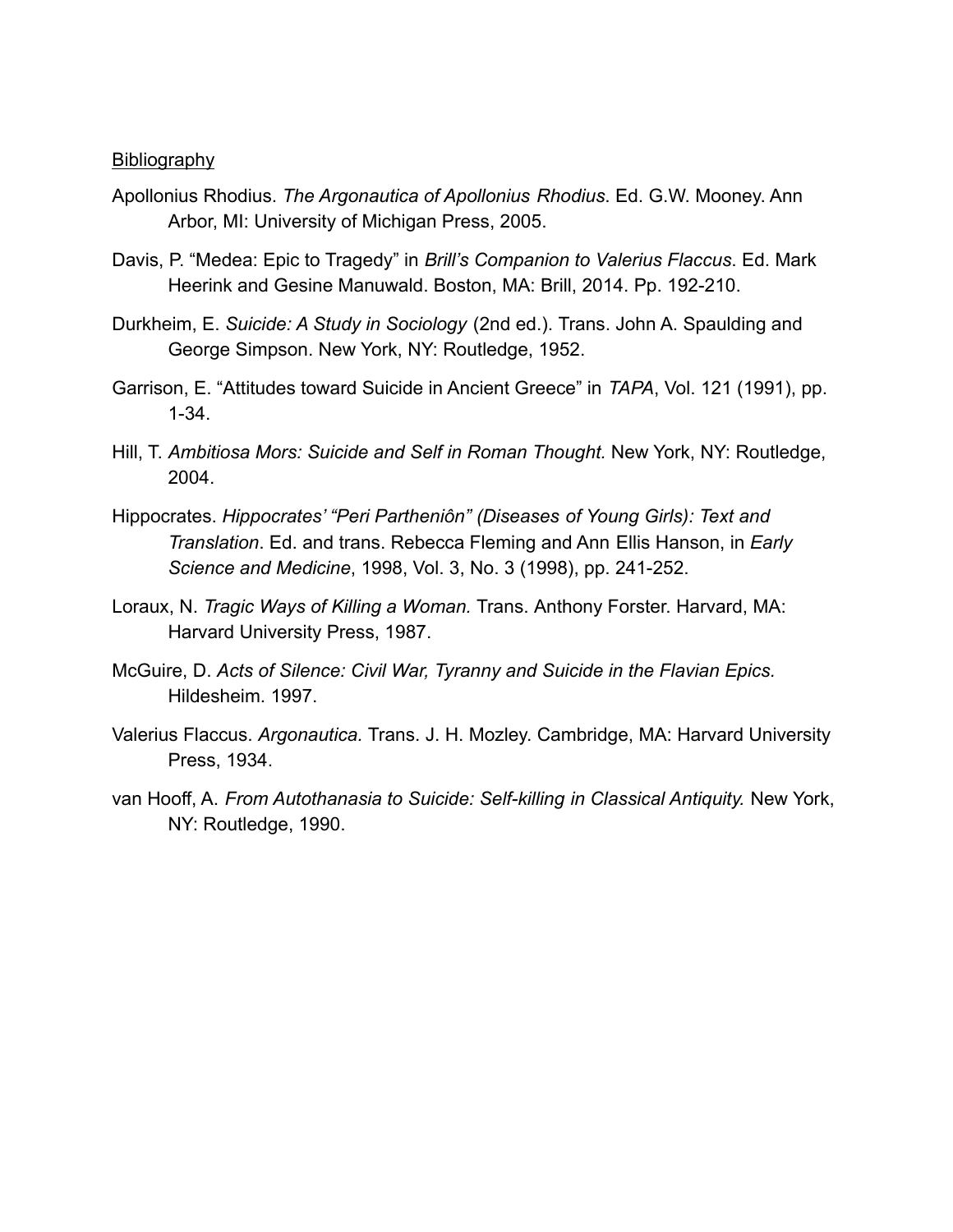Bibliography

Apollonius Rhodius. *The Argonautica of Apollonius Rhodius*. Ed. G.W. Mooney. Ann Arbor, MI: University of Michigan Press, 2005.

Davis, P. "Medea: Epic to Tragedy" in *Brill's Companion to Valerius Flaccus*. Ed. Mark Heerink and Gesine Manuwald. Boston, MA: Brill, 2014. Pp. 192-210.

Durkheim, E. *Suicide: A Study in Sociology* (2nd ed.). Trans. John A. Spaulding and George Simpson. New York, NY: Routledge, 1952.

Garrison, E. "Attitudes toward Suicide in Ancient Greece" in *TAPA*, Vol. 121 (1991), pp. 1-34.

Hill, T. *Ambitiosa Mors: Suicide and Self in Roman Thought.* New York, NY: Routledge, 2004.

Hippocrates. *Hippocrates' "Peri Partheniôn" (Diseases of Young Girls): Text and Translation*. Ed. and trans. Rebecca Fleming and Ann Ellis Hanson, in *Early Science and Medicine*, 1998, Vol. 3, No. 3 (1998), pp. 241-252.

Loraux, N. *Tragic Ways of Killing a Woman.* Trans. Anthony Forster. Harvard, MA: Harvard University Press, 1987.

McGuire, D. *Acts of Silence: Civil War, Tyranny and Suicide in the Flavian Epics.* Hildesheim. 1997.

Valerius Flaccus. *Argonautica.* Trans. J. H. Mozley. Cambridge, MA: Harvard University Press, 1934.

van Hooff, A. *From Autothanasia to Suicide: Self-killing in Classical Antiquity.* New York, NY: Routledge, 1990.